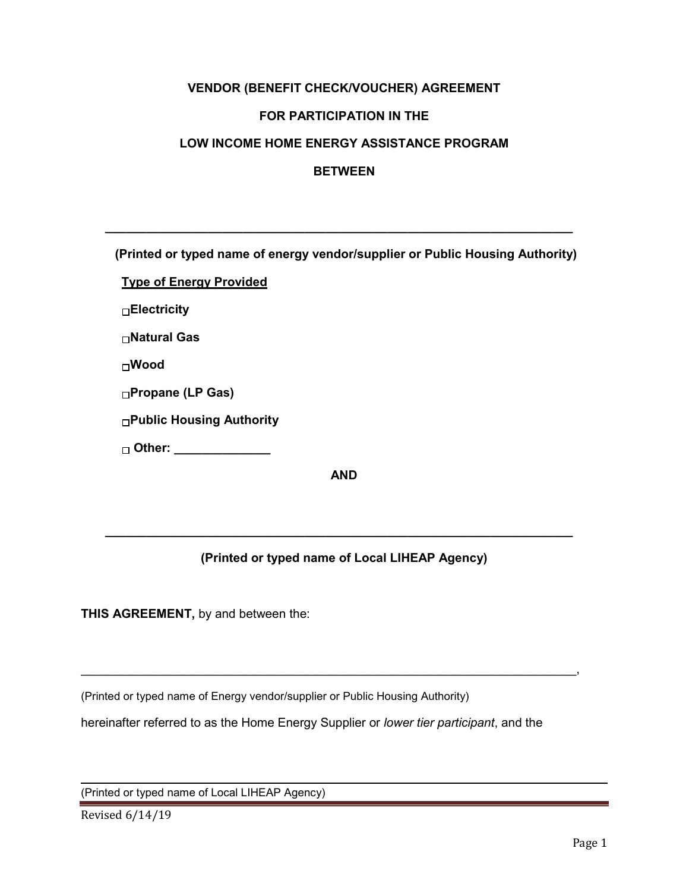**VENDOR (BENEFIT CHECK/VOUCHER) AGREEMENT**

**FOR PARTICIPATION IN THE**

**LOW INCOME HOME ENERGY ASSISTANCE PROGRAM**

**BETWEEN**

______________________________________________________________________

**(Printed or typed name of energy vendor/supplier or Public Housing Authority)**

**Type of Energy Provided**

- ☐ **Electricity**
- ☐ **Natural Gas**
- ☐ **Wood**
- ☐ **Propane (LP Gas)**
- ☐ **Public Housing Authority**
- ☐ **Other: ______________**

**AND**

______________________________________________________________________

**(Printed or typed name of Local LIHEAP Agency)**

**THIS AGREEMENT,** by and between the:

______________________________________________________________________,

(Printed or typed name of Energy vendor/supplier or Public Housing Authority)

hereinafter referred to as the Home Energy Supplier or *lower tier participant*, and the

______________________________________________________________________

(Printed or typed name of Local LIHEAP Agency)

Revised 6/14/19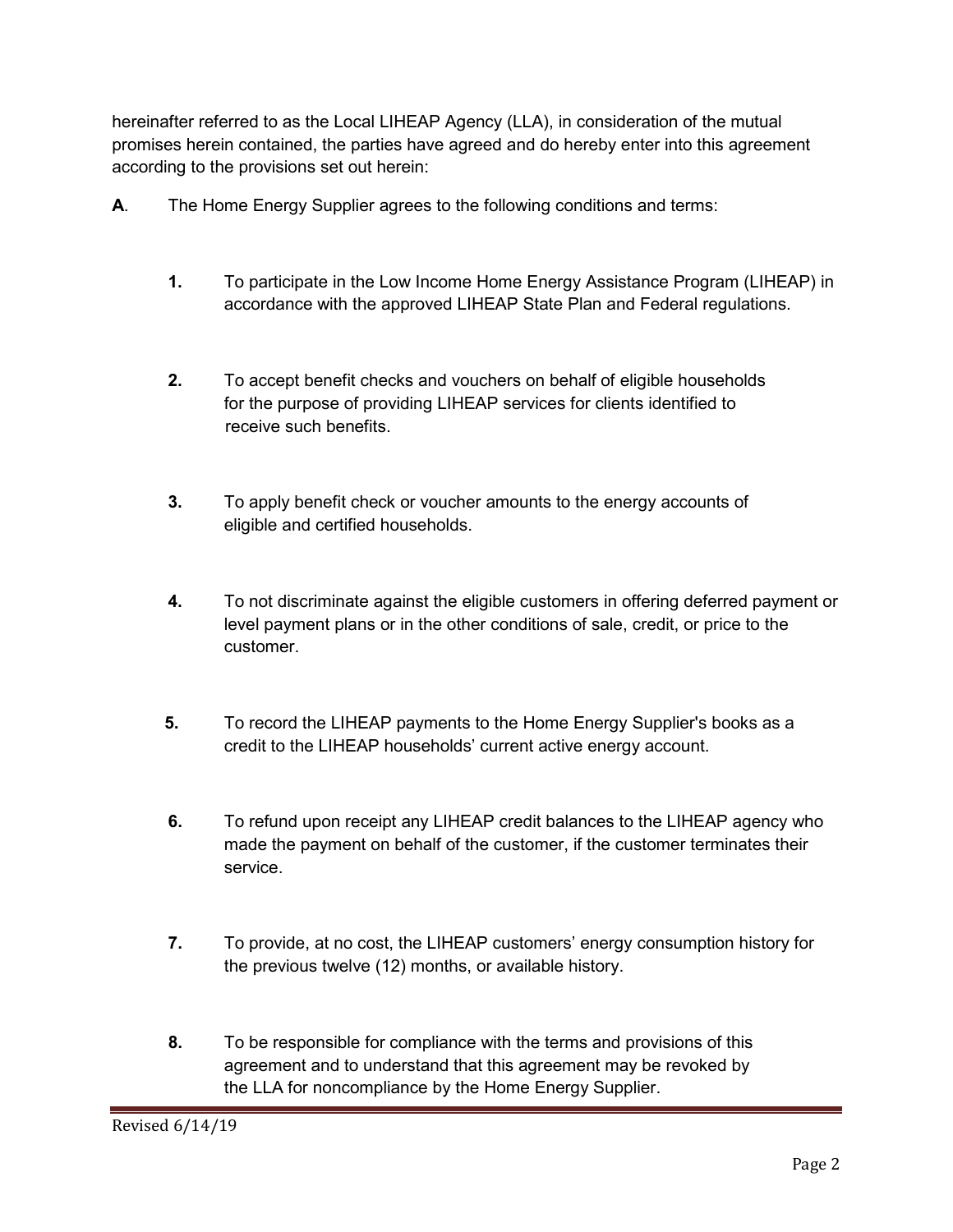hereinafter referred to as the Local LIHEAP Agency (LLA), in consideration of the mutual promises herein contained, the parties have agreed and do hereby enter into this agreement according to the provisions set out herein:

**A**. The Home Energy Supplier agrees to the following conditions and terms:

**1.** To participate in the Low Income Home Energy Assistance Program (LIHEAP) in accordance with the approved LIHEAP State Plan and Federal regulations.

**2.** To accept benefit checks and vouchers on behalf of eligible households for the purpose of providing LIHEAP services for clients identified to receive such benefits.

**3.** To apply benefit check or voucher amounts to the energy accounts of eligible and certified households.

**4.** To not discriminate against the eligible customers in offering deferred payment or level payment plans or in the other conditions of sale, credit, or price to the customer.

**5.** To record the LIHEAP payments to the Home Energy Supplier's books as a credit to the LIHEAP households' current active energy account.

**6.** To refund upon receipt any LIHEAP credit balances to the LIHEAP agency who made the payment on behalf of the customer, if the customer terminates their service.

**7.** To provide, at no cost, the LIHEAP customers' energy consumption history for the previous twelve (12) months, or available history.

**8.** To be responsible for compliance with the terms and provisions of this agreement and to understand that this agreement may be revoked by the LLA for noncompliance by the Home Energy Supplier.

Revised 6/14/19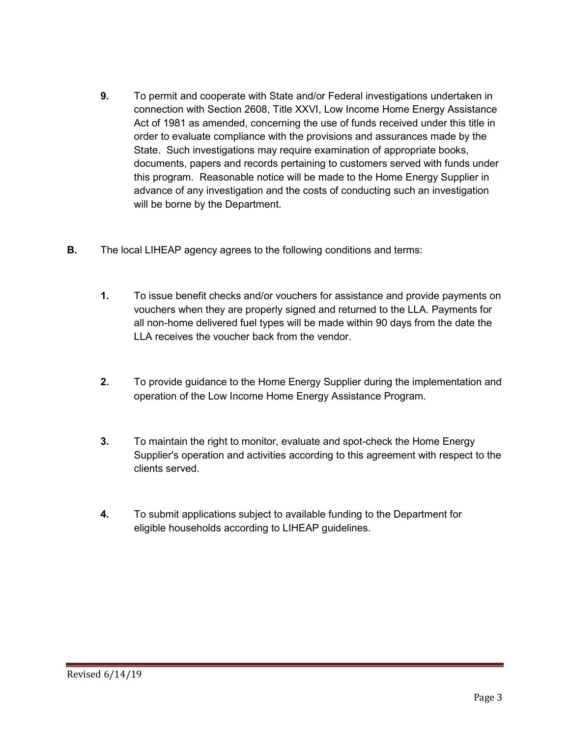9. To permit and cooperate with State and/or Federal investigations undertaken in connection with Section 2608, Title XXVI, Low Income Home Energy Assistance Act of 1981 as amended, concerning the use of funds received under this title in order to evaluate compliance with the provisions and assurances made by the State. Such investigations may require examination of appropriate books, documents, papers and records pertaining to customers served with funds under this program. Reasonable notice will be made to the Home Energy Supplier in advance of any investigation and the costs of conducting such an investigation will be borne by the Department.

**B.** The local LIHEAP agency agrees to the following conditions and terms:

1. To issue benefit checks and/or vouchers for assistance and provide payments on vouchers when they are properly signed and returned to the LLA. Payments for all non-home delivered fuel types will be made within 90 days from the date the LLA receives the voucher back from the vendor.

2. To provide guidance to the Home Energy Supplier during the implementation and operation of the Low Income Home Energy Assistance Program.

3. To maintain the right to monitor, evaluate and spot-check the Home Energy Supplier's operation and activities according to this agreement with respect to the clients served.

4. To submit applications subject to available funding to the Department for eligible households according to LIHEAP guidelines.

Revised 6/14/19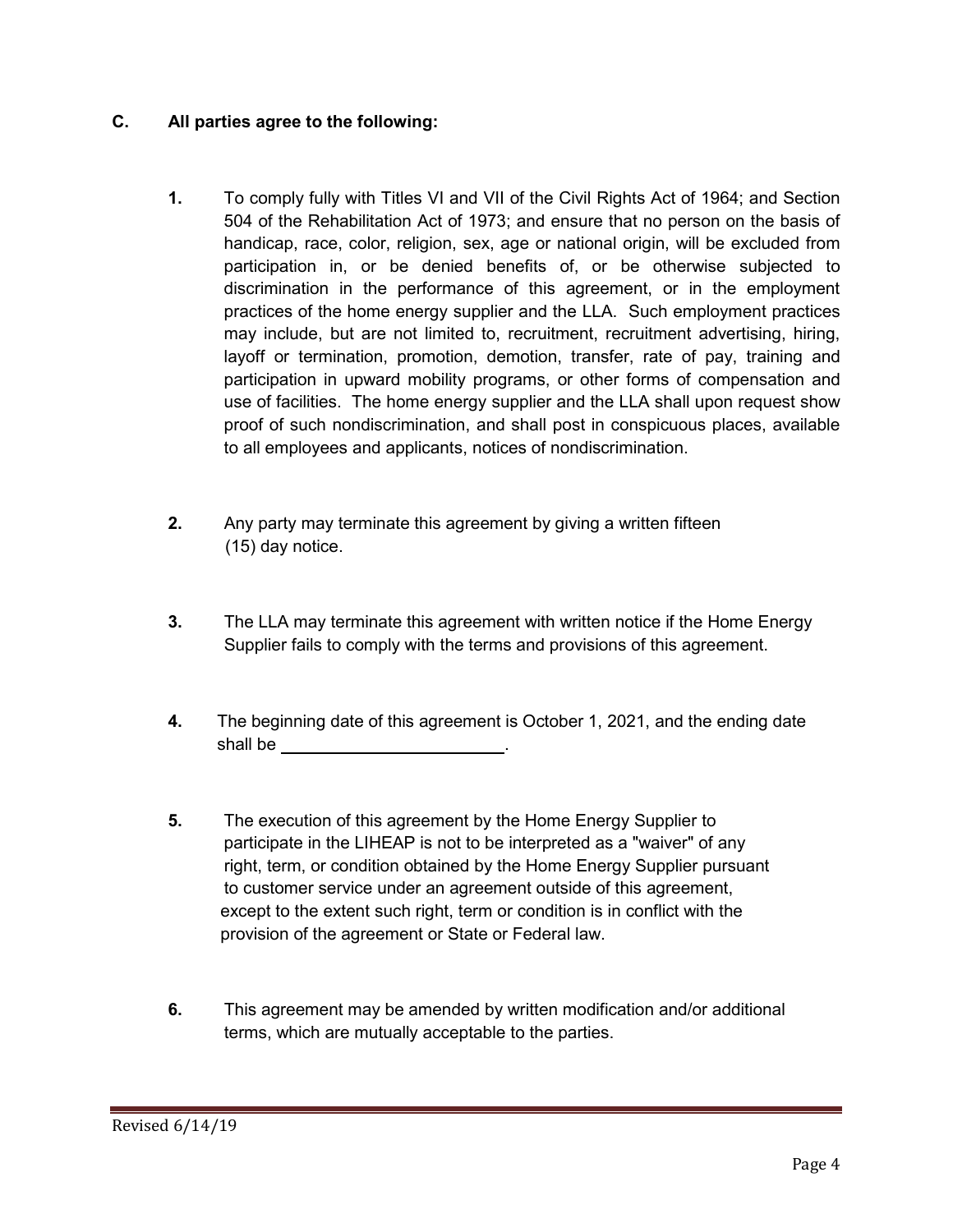**C. All parties agree to the following:**

1. To comply fully with Titles VI and VII of the Civil Rights Act of 1964; and Section 504 of the Rehabilitation Act of 1973; and ensure that no person on the basis of handicap, race, color, religion, sex, age or national origin, will be excluded from participation in, or be denied benefits of, or be otherwise subjected to discrimination in the performance of this agreement, or in the employment practices of the home energy supplier and the LLA. Such employment practices may include, but are not limited to, recruitment, recruitment advertising, hiring, layoff or termination, promotion, demotion, transfer, rate of pay, training and participation in upward mobility programs, or other forms of compensation and use of facilities. The home energy supplier and the LLA shall upon request show proof of such nondiscrimination, and shall post in conspicuous places, available to all employees and applicants, notices of nondiscrimination.

2. Any party may terminate this agreement by giving a written fifteen (15) day notice.

3. The LLA may terminate this agreement with written notice if the Home Energy Supplier fails to comply with the terms and provisions of this agreement.

4. The beginning date of this agreement is October 1, 2021, and the ending date shall be ________________________.

5. The execution of this agreement by the Home Energy Supplier to participate in the LIHEAP is not to be interpreted as a "waiver" of any right, term, or condition obtained by the Home Energy Supplier pursuant to customer service under an agreement outside of this agreement, except to the extent such right, term or condition is in conflict with the provision of the agreement or State or Federal law.

6. This agreement may be amended by written modification and/or additional terms, which are mutually acceptable to the parties.

Revised 6/14/19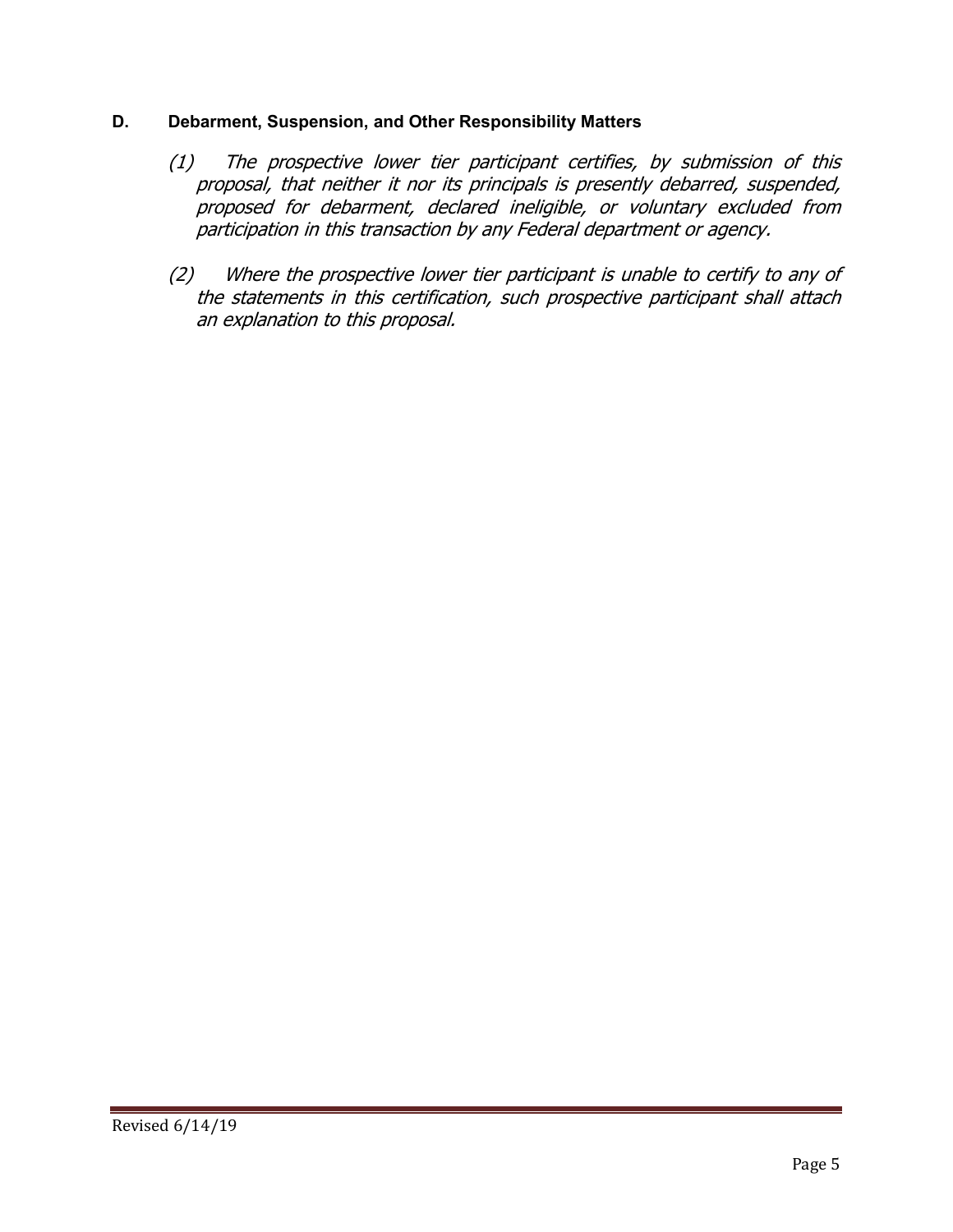### D. Debarment, Suspension, and Other Responsibility Matters

*(1) The prospective lower tier participant certifies, by submission of this proposal, that neither it nor its principals is presently debarred, suspended, proposed for debarment, declared ineligible, or voluntary excluded from participation in this transaction by any Federal department or agency.*

*(2) Where the prospective lower tier participant is unable to certify to any of the statements in this certification, such prospective participant shall attach an explanation to this proposal.*

Revised 6/14/19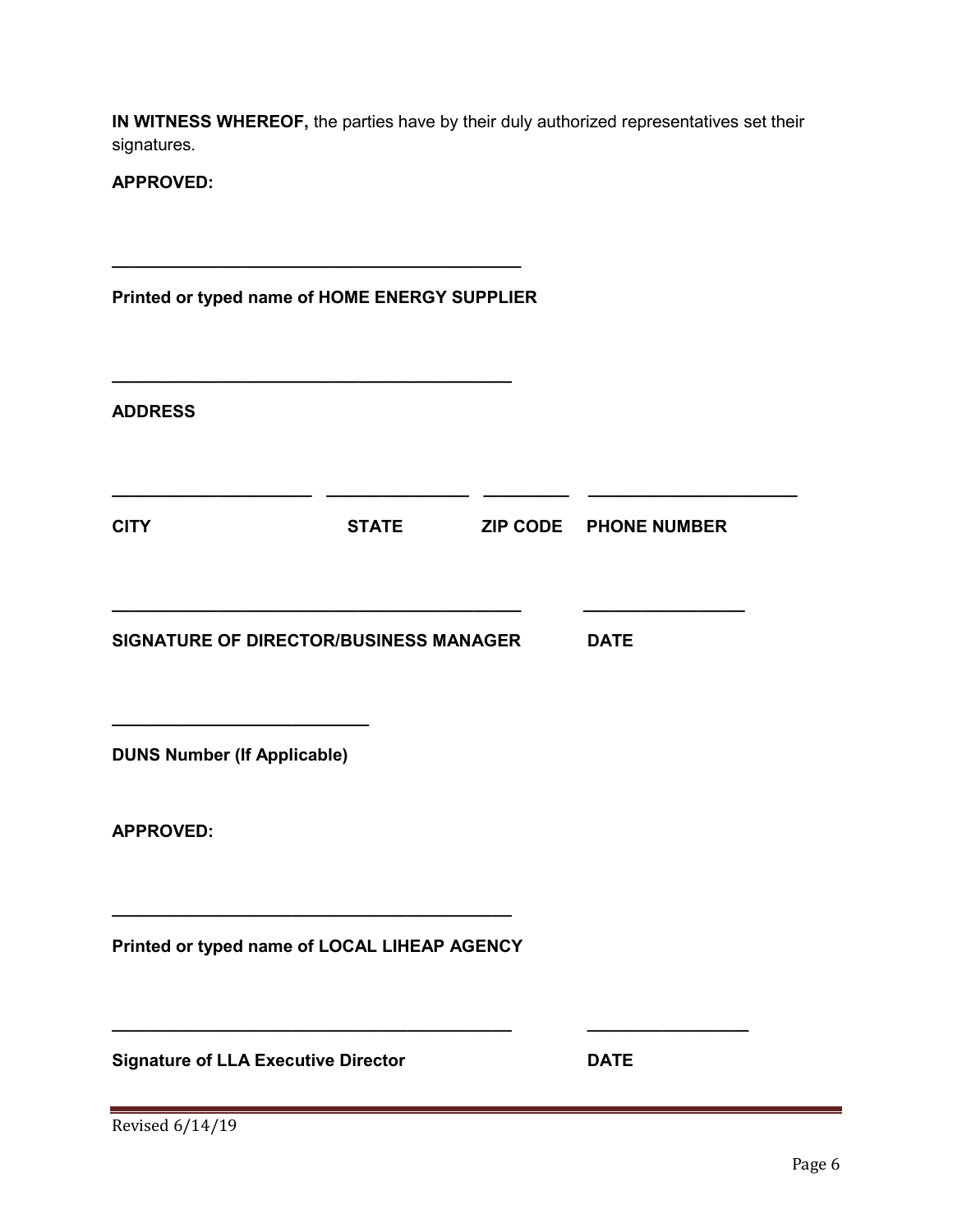**IN WITNESS WHEREOF,** the parties have by their duly authorized representatives set their signatures.

**APPROVED:**

______________________________________________

**Printed or typed name of HOME ENERGY SUPPLIER**

______________________________________________

**ADDRESS**

______________________ ________________ __________ _______________________

**CITY STATE ZIP CODE PHONE NUMBER**

______________________________________________ __________________

**SIGNATURE OF DIRECTOR/BUSINESS MANAGER DATE**

____________________________

**DUNS Number (If Applicable)**

**APPROVED:**

______________________________________________

**Printed or typed name of LOCAL LIHEAP AGENCY**

______________________________________________ __________________

**Signature of LLA Executive Director DATE**

Revised 6/14/19